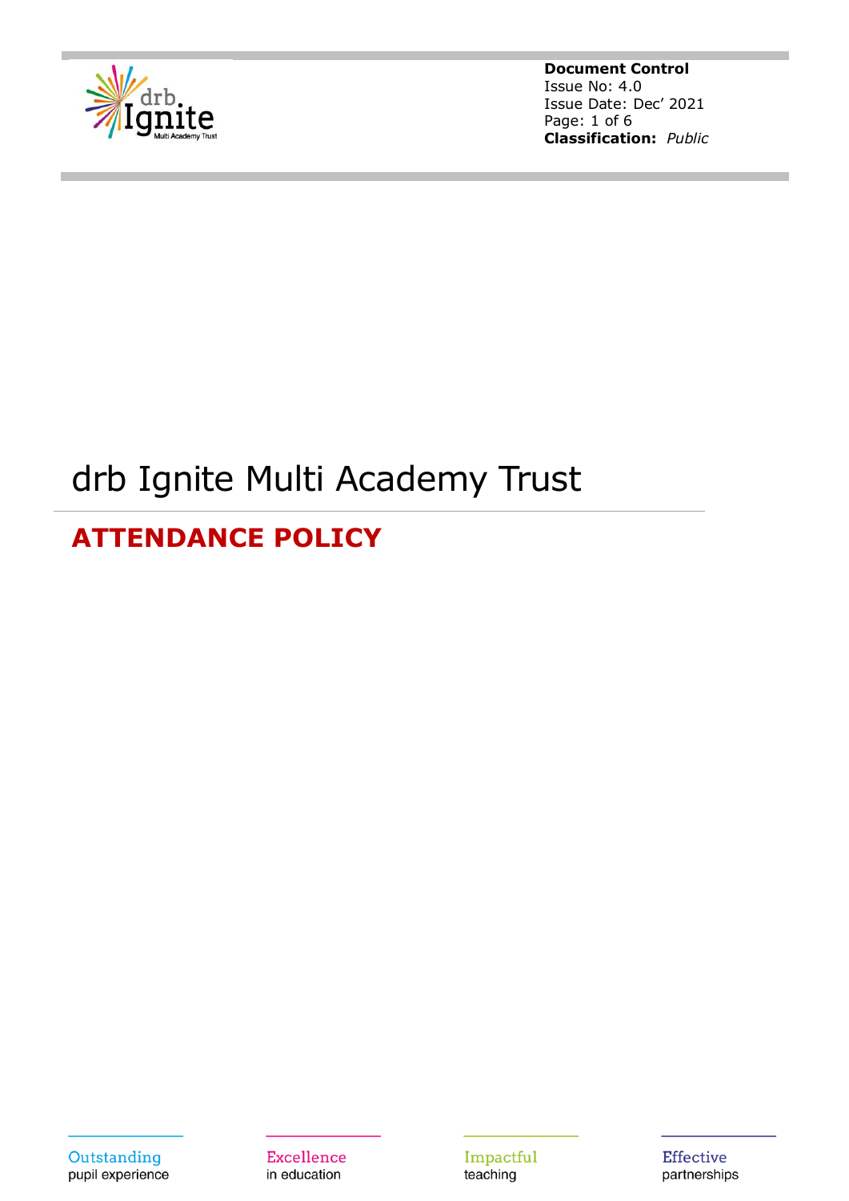**Document Control**
Issue No: 4.0
Issue Date: Dec' 2021
**Classification:** *Public*

# drb Ignite Multi Academy Trust

## ATTENDANCE POLICY

Outstanding pupil experience

Excellence in education

Impactful teaching

Effective partnerships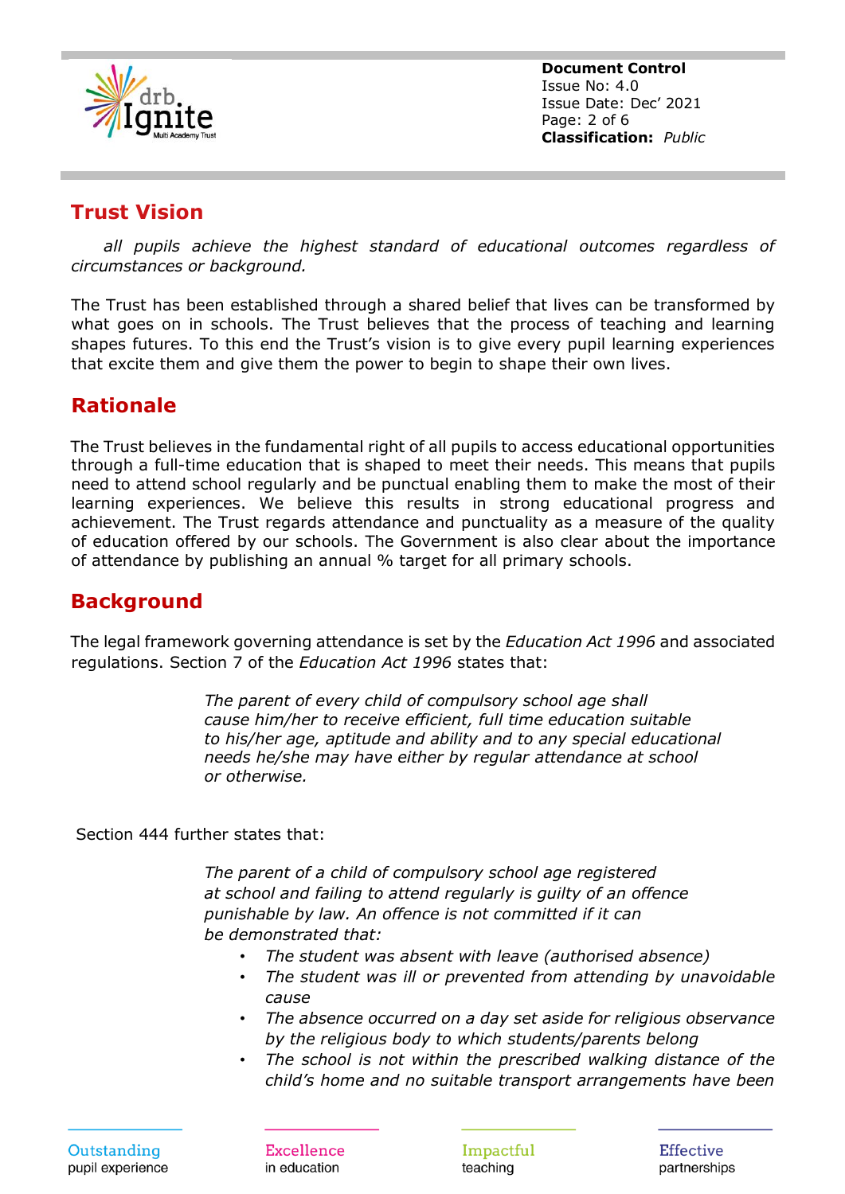## Trust Vision

*all pupils achieve the highest standard of educational outcomes regardless of circumstances or background.*

The Trust has been established through a shared belief that lives can be transformed by what goes on in schools. The Trust believes that the process of teaching and learning shapes futures. To this end the Trust's vision is to give every pupil learning experiences that excite them and give them the power to begin to shape their own lives.

## Rationale

The Trust believes in the fundamental right of all pupils to access educational opportunities through a full-time education that is shaped to meet their needs. This means that pupils need to attend school regularly and be punctual enabling them to make the most of their learning experiences. We believe this results in strong educational progress and achievement. The Trust regards attendance and punctuality as a measure of the quality of education offered by our schools. The Government is also clear about the importance of attendance by publishing an annual % target for all primary schools.

## Background

The legal framework governing attendance is set by the *Education Act 1996* and associated regulations. Section 7 of the *Education Act 1996* states that:

> *The parent of every child of compulsory school age shall cause him/her to receive efficient, full time education suitable to his/her age, aptitude and ability and to any special educational needs he/she may have either by regular attendance at school or otherwise.*

Section 444 further states that:

> *The parent of a child of compulsory school age registered at school and failing to attend regularly is guilty of an offence punishable by law. An offence is not committed if it can be demonstrated that:*
>
> - *The student was absent with leave (authorised absence)*
> - *The student was ill or prevented from attending by unavoidable cause*
> - *The absence occurred on a day set aside for religious observance by the religious body to which students/parents belong*
> - *The school is not within the prescribed walking distance of the child's home and no suitable transport arrangements have been*

Outstanding pupil experience | Excellence in education | Impactful teaching | Effective partnerships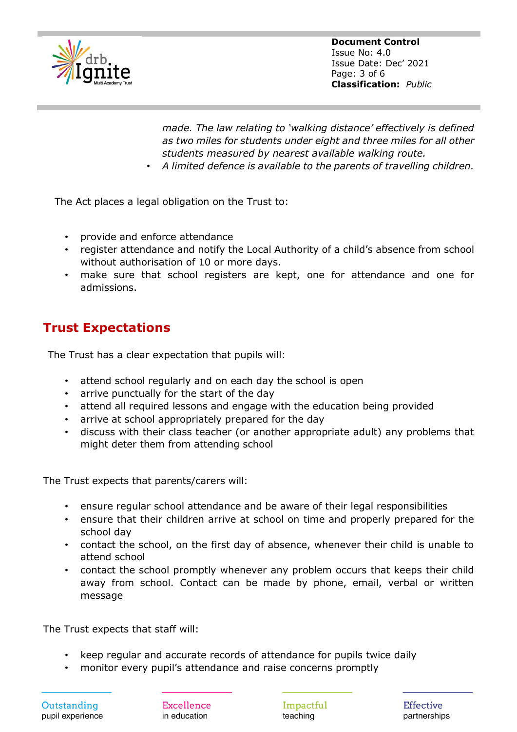*made. The law relating to 'walking distance' effectively is defined as two miles for students under eight and three miles for all other students measured by nearest available walking route.*

- *A limited defence is available to the parents of travelling children.*

The Act places a legal obligation on the Trust to:

- provide and enforce attendance
- register attendance and notify the Local Authority of a child's absence from school without authorisation of 10 or more days.
- make sure that school registers are kept, one for attendance and one for admissions.

## Trust Expectations

The Trust has a clear expectation that pupils will:

- attend school regularly and on each day the school is open
- arrive punctually for the start of the day
- attend all required lessons and engage with the education being provided
- arrive at school appropriately prepared for the day
- discuss with their class teacher (or another appropriate adult) any problems that might deter them from attending school

The Trust expects that parents/carers will:

- ensure regular school attendance and be aware of their legal responsibilities
- ensure that their children arrive at school on time and properly prepared for the school day
- contact the school, on the first day of absence, whenever their child is unable to attend school
- contact the school promptly whenever any problem occurs that keeps their child away from school. Contact can be made by phone, email, verbal or written message

The Trust expects that staff will:

- keep regular and accurate records of attendance for pupils twice daily
- monitor every pupil's attendance and raise concerns promptly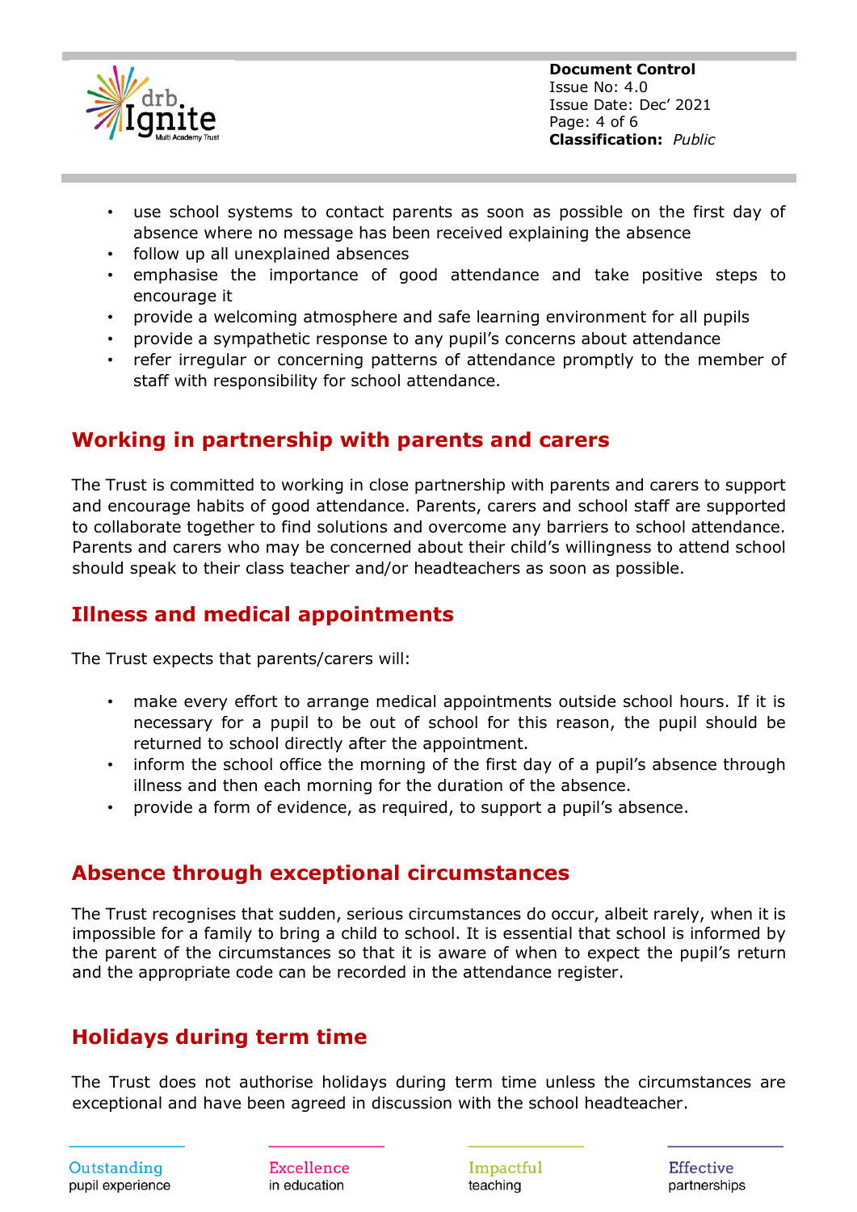- use school systems to contact parents as soon as possible on the first day of absence where no message has been received explaining the absence
- follow up all unexplained absences
- emphasise the importance of good attendance and take positive steps to encourage it
- provide a welcoming atmosphere and safe learning environment for all pupils
- provide a sympathetic response to any pupil's concerns about attendance
- refer irregular or concerning patterns of attendance promptly to the member of staff with responsibility for school attendance.

## Working in partnership with parents and carers

The Trust is committed to working in close partnership with parents and carers to support and encourage habits of good attendance. Parents, carers and school staff are supported to collaborate together to find solutions and overcome any barriers to school attendance. Parents and carers who may be concerned about their child's willingness to attend school should speak to their class teacher and/or headteachers as soon as possible.

## Illness and medical appointments

The Trust expects that parents/carers will:

- make every effort to arrange medical appointments outside school hours. If it is necessary for a pupil to be out of school for this reason, the pupil should be returned to school directly after the appointment.
- inform the school office the morning of the first day of a pupil's absence through illness and then each morning for the duration of the absence.
- provide a form of evidence, as required, to support a pupil's absence.

## Absence through exceptional circumstances

The Trust recognises that sudden, serious circumstances do occur, albeit rarely, when it is impossible for a family to bring a child to school. It is essential that school is informed by the parent of the circumstances so that it is aware of when to expect the pupil's return and the appropriate code can be recorded in the attendance register.

## Holidays during term time

The Trust does not authorise holidays during term time unless the circumstances are exceptional and have been agreed in discussion with the school headteacher.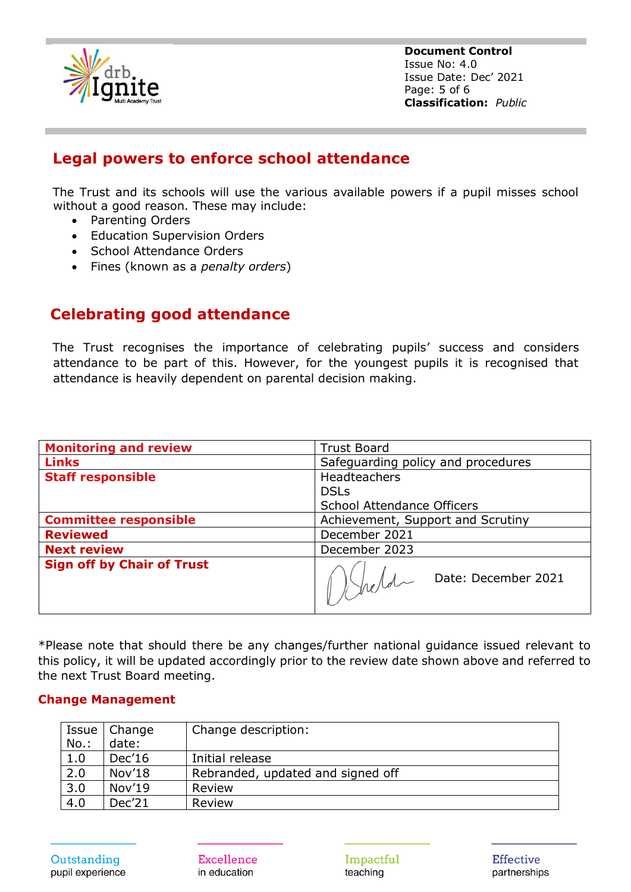## Legal powers to enforce school attendance

The Trust and its schools will use the various available powers if a pupil misses school without a good reason. These may include:

- Parenting Orders
- Education Supervision Orders
- School Attendance Orders
- Fines (known as a *penalty orders*)

## Celebrating good attendance

The Trust recognises the importance of celebrating pupils' success and considers attendance to be part of this. However, for the youngest pupils it is recognised that attendance is heavily dependent on parental decision making.

| | |
|---|---|
| **Monitoring and review** | Trust Board |
| **Links** | Safeguarding policy and procedures |
| **Staff responsible** | Headteachers<br>DSLs<br>School Attendance Officers |
| **Committee responsible** | Achievement, Support and Scrutiny |
| **Reviewed** | December 2021 |
| **Next review** | December 2023 |
| **Sign off by Chair of Trust** | Date: December 2021 |

*Please note that should there be any changes/further national guidance issued relevant to this policy, it will be updated accordingly prior to the review date shown above and referred to the next Trust Board meeting.

### Change Management

| Issue No.: | Change date: | Change description: |
|---|---|---|
| 1.0 | Dec'16 | Initial release |
| 2.0 | Nov'18 | Rebranded, updated and signed off |
| 3.0 | Nov'19 | Review |
| 4.0 | Dec'21 | Review |